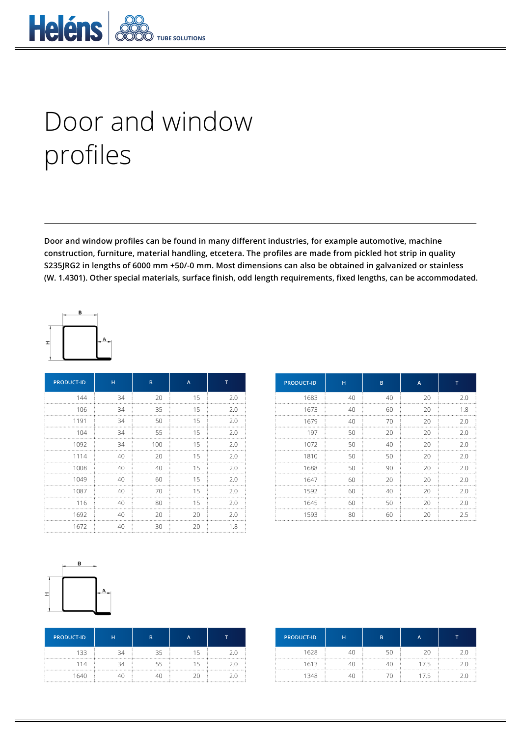# Door and window profiles

**Door and window profiles can be found in many different industries, for example automotive, machine construction, furniture, material handling, etcetera. The profiles are made from pickled hot strip in quality S235JRG2 in lengths of 6000 mm +50/-0 mm. Most dimensions can also be obtained in galvanized or stainless (W. 1.4301). Other special materials, surface finish, odd length requirements, fixed lengths, can be accommodated.**

| PRODUCT-ID | H | B | A | T |
|---|---|---|---|---|
| 144 | 34 | 20 | 15 | 2.0 |
| 106 | 34 | 35 | 15 | 2.0 |
| 1191 | 34 | 50 | 15 | 2.0 |
| 104 | 34 | 55 | 15 | 2.0 |
| 1092 | 34 | 100 | 15 | 2.0 |
| 1114 | 40 | 20 | 15 | 2.0 |
| 1008 | 40 | 40 | 15 | 2.0 |
| 1049 | 40 | 60 | 15 | 2.0 |
| 1087 | 40 | 70 | 15 | 2.0 |
| 116 | 40 | 80 | 15 | 2.0 |
| 1692 | 40 | 20 | 20 | 2.0 |
| 1672 | 40 | 30 | 20 | 1.8 |

| PRODUCT-ID | H | B | A | T |
|---|---|---|---|---|
| 1683 | 40 | 40 | 20 | 2.0 |
| 1673 | 40 | 60 | 20 | 1.8 |
| 1679 | 40 | 70 | 20 | 2.0 |
| 197 | 50 | 20 | 20 | 2.0 |
| 1072 | 50 | 40 | 20 | 2.0 |
| 1810 | 50 | 50 | 20 | 2.0 |
| 1688 | 50 | 90 | 20 | 2.0 |
| 1647 | 60 | 20 | 20 | 2.0 |
| 1592 | 60 | 40 | 20 | 2.0 |
| 1645 | 60 | 50 | 20 | 2.0 |
| 1593 | 80 | 60 | 20 | 2.5 |

| PRODUCT-ID | H | B | A | T |
|---|---|---|---|---|
| 133 | 34 | 35 | 15 | 2.0 |
| 114 | 34 | 55 | 15 | 2.0 |
| 1640 | 40 | 40 | 20 | 2.0 |

| PRODUCT-ID | H | B | A | T |
|---|---|---|---|---|
| 1628 | 40 | 50 | 20 | 2.0 |
| 1613 | 40 | 40 | 17.5 | 2.0 |
| 1348 | 40 | 70 | 17.5 | 2.0 |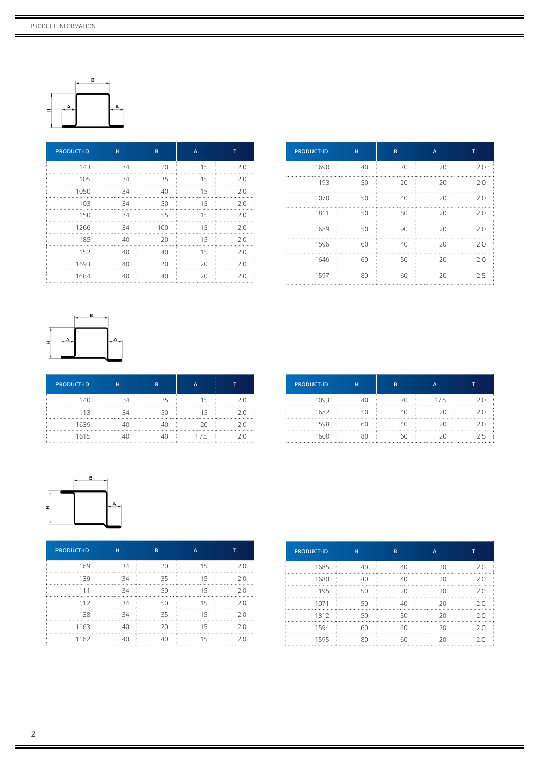| PRODUCT-ID | H | B | A | T |
|---|---|---|---|---|
| 143 | 34 | 20 | 15 | 2.0 |
| 105 | 34 | 35 | 15 | 2.0 |
| 1050 | 34 | 40 | 15 | 2.0 |
| 103 | 34 | 50 | 15 | 2.0 |
| 150 | 34 | 55 | 15 | 2.0 |
| 1266 | 34 | 100 | 15 | 2.0 |
| 185 | 40 | 20 | 15 | 2.0 |
| 152 | 40 | 40 | 15 | 2.0 |
| 1693 | 40 | 20 | 20 | 2.0 |
| 1684 | 40 | 40 | 20 | 2.0 |

| PRODUCT-ID | H | B | A | T |
|---|---|---|---|---|
| 1690 | 40 | 70 | 20 | 2.0 |
| 193 | 50 | 20 | 20 | 2.0 |
| 1070 | 50 | 40 | 20 | 2.0 |
| 1811 | 50 | 50 | 20 | 2.0 |
| 1689 | 50 | 90 | 20 | 2.0 |
| 1596 | 60 | 40 | 20 | 2.0 |
| 1646 | 60 | 50 | 20 | 2.0 |
| 1597 | 80 | 60 | 20 | 2.5 |

| PRODUCT-ID | H | B | A | T |
|---|---|---|---|---|
| 140 | 34 | 35 | 15 | 2.0 |
| 113 | 34 | 50 | 15 | 2.0 |
| 1639 | 40 | 40 | 20 | 2.0 |
| 1615 | 40 | 40 | 17.5 | 2.0 |

| PRODUCT-ID | H | B | A | T |
|---|---|---|---|---|
| 1093 | 40 | 70 | 17.5 | 2.0 |
| 1682 | 50 | 40 | 20 | 2.0 |
| 1598 | 60 | 40 | 20 | 2.0 |
| 1600 | 80 | 60 | 20 | 2.5 |

| PRODUCT-ID | H | B | A | T |
|---|---|---|---|---|
| 169 | 34 | 20 | 15 | 2.0 |
| 139 | 34 | 35 | 15 | 2.0 |
| 111 | 34 | 50 | 15 | 2.0 |
| 112 | 34 | 50 | 15 | 2.0 |
| 138 | 34 | 35 | 15 | 2.0 |
| 1163 | 40 | 20 | 15 | 2.0 |
| 1162 | 40 | 40 | 15 | 2.0 |

| PRODUCT-ID | H | B | A | T |
|---|---|---|---|---|
| 1685 | 40 | 40 | 20 | 2.0 |
| 1680 | 40 | 40 | 20 | 2.0 |
| 195 | 50 | 20 | 20 | 2.0 |
| 1071 | 50 | 40 | 20 | 2.0 |
| 1812 | 50 | 50 | 20 | 2.0 |
| 1594 | 60 | 40 | 20 | 2.0 |
| 1595 | 80 | 60 | 20 | 2.0 |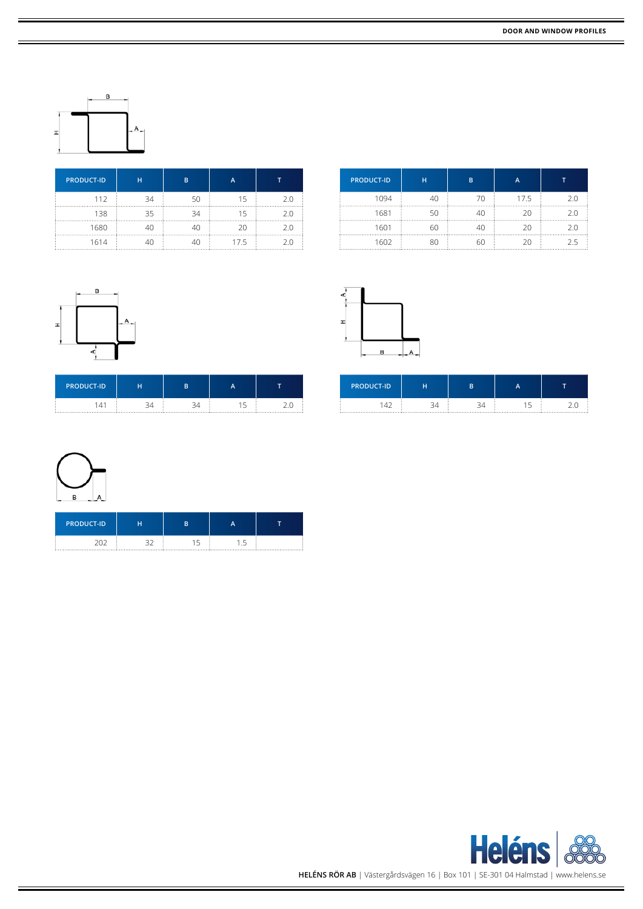| PRODUCT-ID | H | B | A | T |
|---|---|---|---|---|
| 112 | 34 | 50 | 15 | 2.0 |
| 138 | 35 | 34 | 15 | 2.0 |
| 1680 | 40 | 40 | 20 | 2.0 |
| 1614 | 40 | 40 | 17.5 | 2.0 |

| PRODUCT-ID | H | B | A | T |
|---|---|---|---|---|
| 1094 | 40 | 70 | 17.5 | 2.0 |
| 1681 | 50 | 40 | 20 | 2.0 |
| 1601 | 60 | 40 | 20 | 2.0 |
| 1602 | 80 | 60 | 20 | 2.5 |

| PRODUCT-ID | H | B | A | T |
|---|---|---|---|---|
| 141 | 34 | 34 | 15 | 2.0 |

| PRODUCT-ID | H | B | A | T |
|---|---|---|---|---|
| 142 | 34 | 34 | 15 | 2.0 |

| PRODUCT-ID | H | B | A | T |
|---|---|---|---|---|
| 202 | 32 | 15 | 1.5 | |

**HELÉNS RÖR AB** | Västergårdsvägen 16 | Box 101 | SE-301 04 Halmstad | www.helens.se